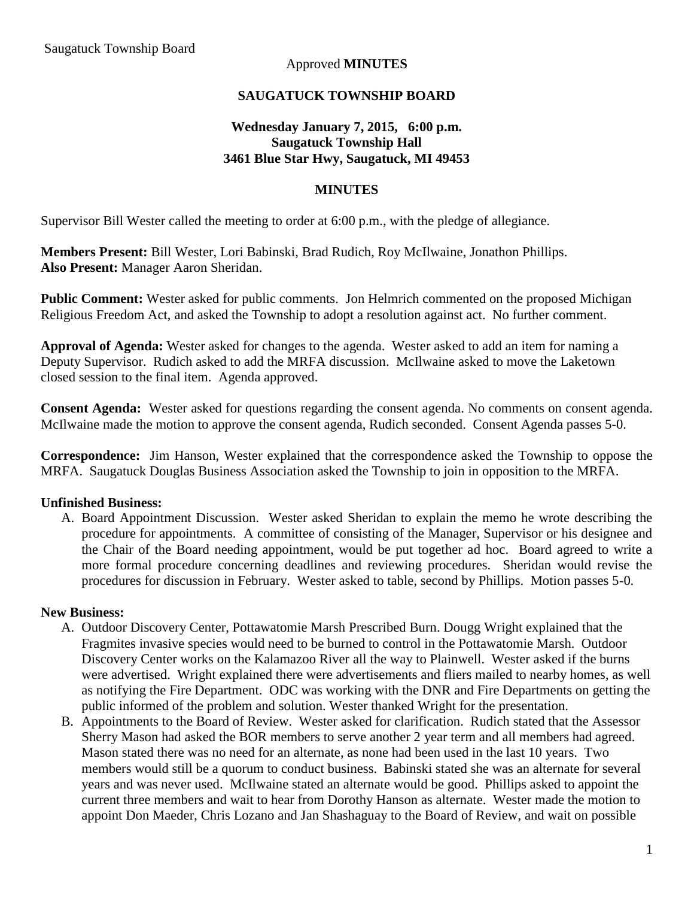Saugatuck Township Board

Approved **MINUTES**

**SAUGATUCK TOWNSHIP BOARD**

**Wednesday January 7, 2015, 6:00 p.m.**
**Saugatuck Township Hall**
**3461 Blue Star Hwy, Saugatuck, MI 49453**

**MINUTES**

Supervisor Bill Wester called the meeting to order at 6:00 p.m., with the pledge of allegiance.

**Members Present:** Bill Wester, Lori Babinski, Brad Rudich, Roy McIlwaine, Jonathon Phillips.
**Also Present:** Manager Aaron Sheridan.

**Public Comment:** Wester asked for public comments. Jon Helmrich commented on the proposed Michigan Religious Freedom Act, and asked the Township to adopt a resolution against act. No further comment.

**Approval of Agenda:** Wester asked for changes to the agenda. Wester asked to add an item for naming a Deputy Supervisor. Rudich asked to add the MRFA discussion. McIlwaine asked to move the Laketown closed session to the final item. Agenda approved.

**Consent Agenda:** Wester asked for questions regarding the consent agenda. No comments on consent agenda. McIlwaine made the motion to approve the consent agenda, Rudich seconded. Consent Agenda passes 5-0.

**Correspondence:** Jim Hanson, Wester explained that the correspondence asked the Township to oppose the MRFA. Saugatuck Douglas Business Association asked the Township to join in opposition to the MRFA.

**Unfinished Business:**

A. Board Appointment Discussion. Wester asked Sheridan to explain the memo he wrote describing the procedure for appointments. A committee of consisting of the Manager, Supervisor or his designee and the Chair of the Board needing appointment, would be put together ad hoc. Board agreed to write a more formal procedure concerning deadlines and reviewing procedures. Sheridan would revise the procedures for discussion in February. Wester asked to table, second by Phillips. Motion passes 5-0.

**New Business:**

A. Outdoor Discovery Center, Pottawatomie Marsh Prescribed Burn. Dougg Wright explained that the Fragmites invasive species would need to be burned to control in the Pottawatomie Marsh. Outdoor Discovery Center works on the Kalamazoo River all the way to Plainwell. Wester asked if the burns were advertised. Wright explained there were advertisements and fliers mailed to nearby homes, as well as notifying the Fire Department. ODC was working with the DNR and Fire Departments on getting the public informed of the problem and solution. Wester thanked Wright for the presentation.
B. Appointments to the Board of Review. Wester asked for clarification. Rudich stated that the Assessor Sherry Mason had asked the BOR members to serve another 2 year term and all members had agreed. Mason stated there was no need for an alternate, as none had been used in the last 10 years. Two members would still be a quorum to conduct business. Babinski stated she was an alternate for several years and was never used. McIlwaine stated an alternate would be good. Phillips asked to appoint the current three members and wait to hear from Dorothy Hanson as alternate. Wester made the motion to appoint Don Maeder, Chris Lozano and Jan Shashaguay to the Board of Review, and wait on possible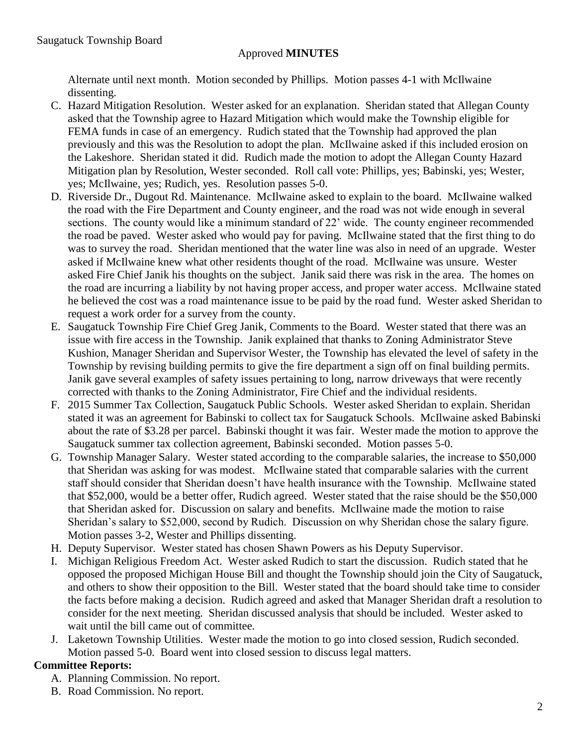Alternate until next month. Motion seconded by Phillips. Motion passes 4-1 with McIlwaine dissenting.

C. Hazard Mitigation Resolution. Wester asked for an explanation. Sheridan stated that Allegan County asked that the Township agree to Hazard Mitigation which would make the Township eligible for FEMA funds in case of an emergency. Rudich stated that the Township had approved the plan previously and this was the Resolution to adopt the plan. McIlwaine asked if this included erosion on the Lakeshore. Sheridan stated it did. Rudich made the motion to adopt the Allegan County Hazard Mitigation plan by Resolution, Wester seconded. Roll call vote: Phillips, yes; Babinski, yes; Wester, yes; McIlwaine, yes; Rudich, yes. Resolution passes 5-0.
D. Riverside Dr., Dugout Rd. Maintenance. McIlwaine asked to explain to the board. McIlwaine walked the road with the Fire Department and County engineer, and the road was not wide enough in several sections. The county would like a minimum standard of 22' wide. The county engineer recommended the road be paved. Wester asked who would pay for paving. McIlwaine stated that the first thing to do was to survey the road. Sheridan mentioned that the water line was also in need of an upgrade. Wester asked if McIlwaine knew what other residents thought of the road. McIlwaine was unsure. Wester asked Fire Chief Janik his thoughts on the subject. Janik said there was risk in the area. The homes on the road are incurring a liability by not having proper access, and proper water access. McIlwaine stated he believed the cost was a road maintenance issue to be paid by the road fund. Wester asked Sheridan to request a work order for a survey from the county.
E. Saugatuck Township Fire Chief Greg Janik, Comments to the Board. Wester stated that there was an issue with fire access in the Township. Janik explained that thanks to Zoning Administrator Steve Kushion, Manager Sheridan and Supervisor Wester, the Township has elevated the level of safety in the Township by revising building permits to give the fire department a sign off on final building permits. Janik gave several examples of safety issues pertaining to long, narrow driveways that were recently corrected with thanks to the Zoning Administrator, Fire Chief and the individual residents.
F. 2015 Summer Tax Collection, Saugatuck Public Schools. Wester asked Sheridan to explain. Sheridan stated it was an agreement for Babinski to collect tax for Saugatuck Schools. McIlwaine asked Babinski about the rate of $3.28 per parcel. Babinski thought it was fair. Wester made the motion to approve the Saugatuck summer tax collection agreement, Babinski seconded. Motion passes 5-0.
G. Township Manager Salary. Wester stated according to the comparable salaries, the increase to $50,000 that Sheridan was asking for was modest. McIlwaine stated that comparable salaries with the current staff should consider that Sheridan doesn't have health insurance with the Township. McIlwaine stated that $52,000, would be a better offer, Rudich agreed. Wester stated that the raise should be the $50,000 that Sheridan asked for. Discussion on salary and benefits. McIlwaine made the motion to raise Sheridan's salary to $52,000, second by Rudich. Discussion on why Sheridan chose the salary figure. Motion passes 3-2, Wester and Phillips dissenting.
H. Deputy Supervisor. Wester stated has chosen Shawn Powers as his Deputy Supervisor.
I. Michigan Religious Freedom Act. Wester asked Rudich to start the discussion. Rudich stated that he opposed the proposed Michigan House Bill and thought the Township should join the City of Saugatuck, and others to show their opposition to the Bill. Wester stated that the board should take time to consider the facts before making a decision. Rudich agreed and asked that Manager Sheridan draft a resolution to consider for the next meeting. Sheridan discussed analysis that should be included. Wester asked to wait until the bill came out of committee.
J. Laketown Township Utilities. Wester made the motion to go into closed session, Rudich seconded. Motion passed 5-0. Board went into closed session to discuss legal matters.

**Committee Reports:**

A. Planning Commission. No report.
B. Road Commission. No report.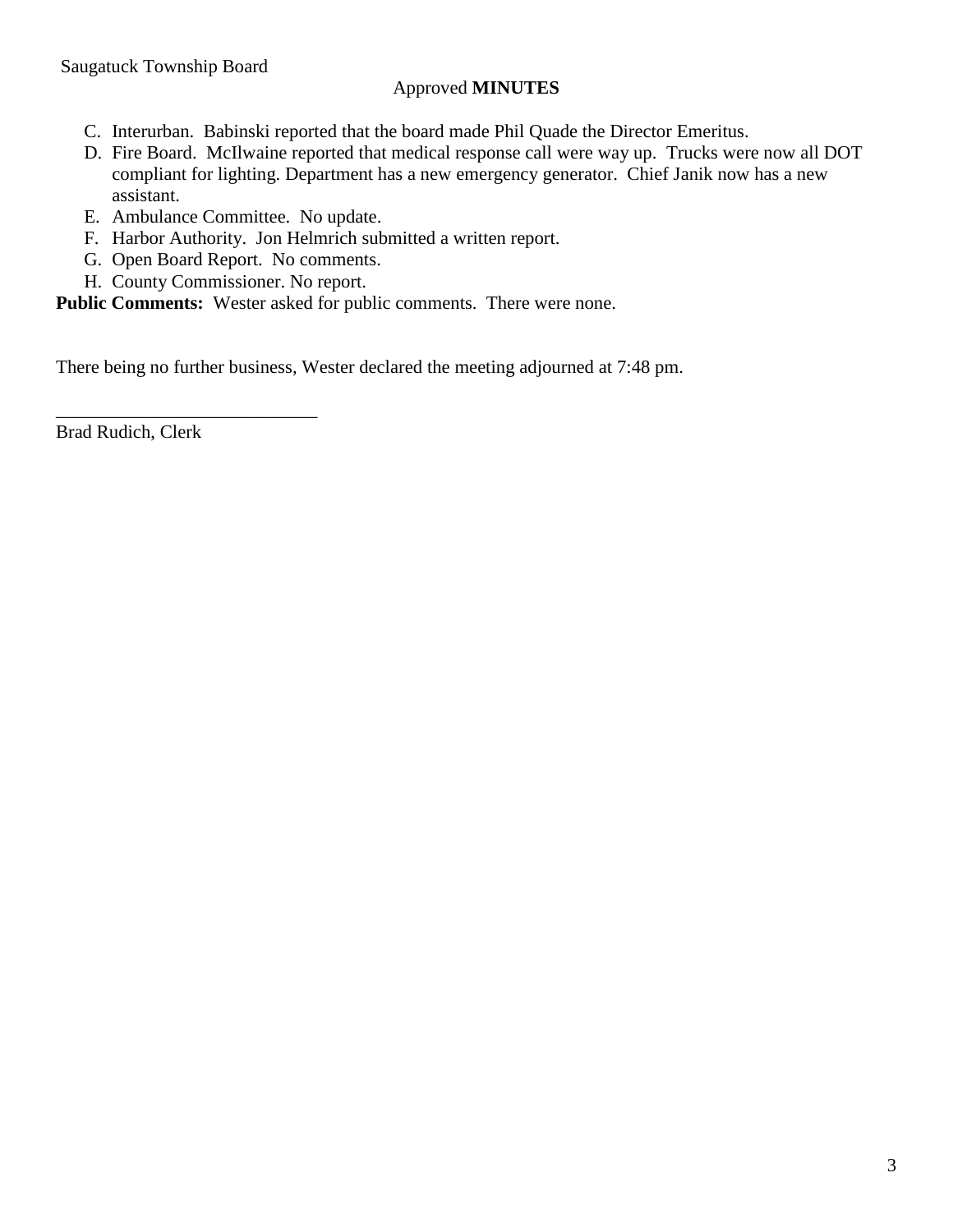C. Interurban. Babinski reported that the board made Phil Quade the Director Emeritus.
D. Fire Board. McIlwaine reported that medical response call were way up. Trucks were now all DOT compliant for lighting. Department has a new emergency generator. Chief Janik now has a new assistant.
E. Ambulance Committee. No update.
F. Harbor Authority. Jon Helmrich submitted a written report.
G. Open Board Report. No comments.
H. County Commissioner. No report.

**Public Comments:** Wester asked for public comments. There were none.

There being no further business, Wester declared the meeting adjourned at 7:48 pm.

___________________________

Brad Rudich, Clerk